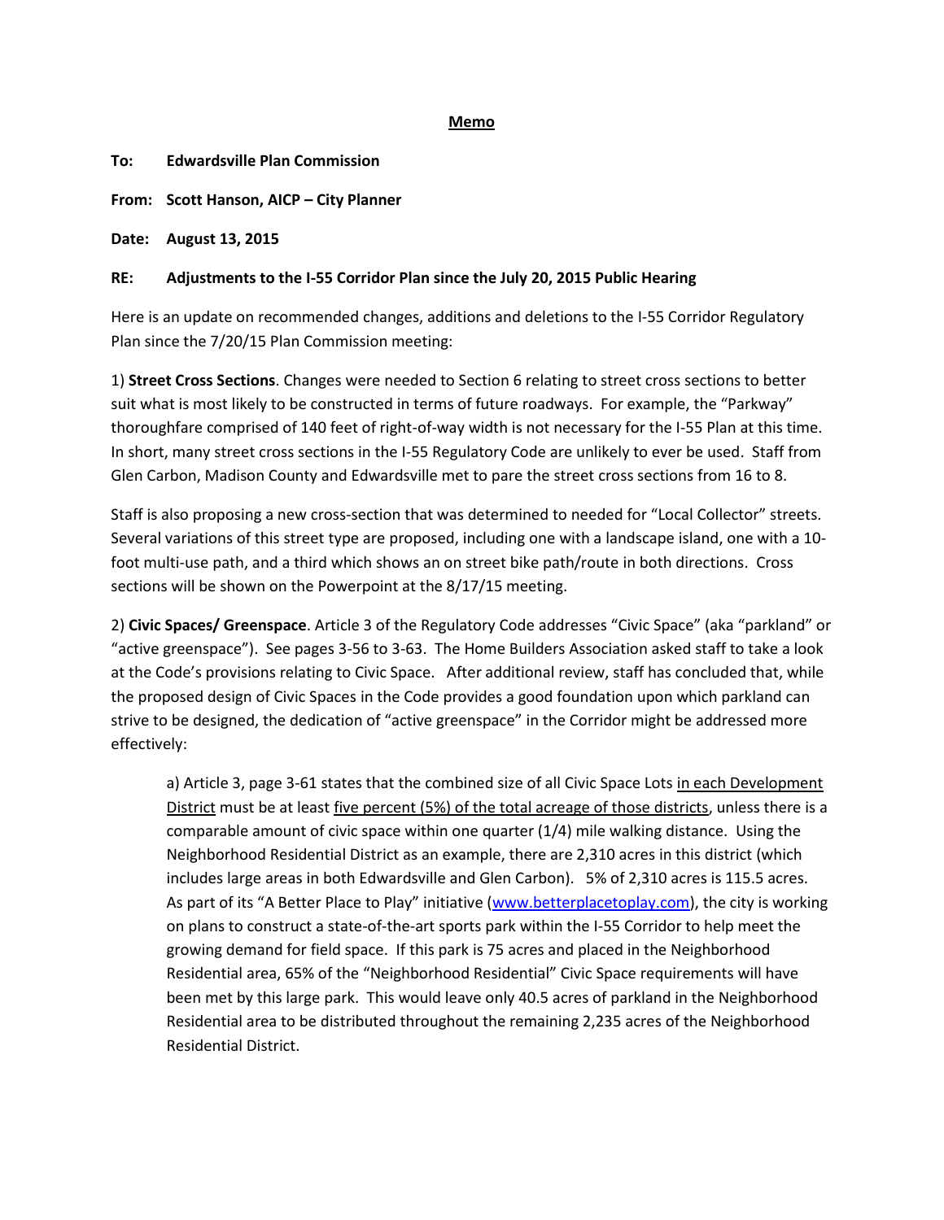# Memo

**To: Edwardsville Plan Commission**

**From: Scott Hanson, AICP – City Planner**

**Date: August 13, 2015**

**RE: Adjustments to the I-55 Corridor Plan since the July 20, 2015 Public Hearing**

Here is an update on recommended changes, additions and deletions to the I-55 Corridor Regulatory Plan since the 7/20/15 Plan Commission meeting:

1) **Street Cross Sections**. Changes were needed to Section 6 relating to street cross sections to better suit what is most likely to be constructed in terms of future roadways. For example, the "Parkway" thoroughfare comprised of 140 feet of right-of-way width is not necessary for the I-55 Plan at this time. In short, many street cross sections in the I-55 Regulatory Code are unlikely to ever be used. Staff from Glen Carbon, Madison County and Edwardsville met to pare the street cross sections from 16 to 8.

Staff is also proposing a new cross-section that was determined to needed for "Local Collector" streets. Several variations of this street type are proposed, including one with a landscape island, one with a 10-foot multi-use path, and a third which shows an on street bike path/route in both directions. Cross sections will be shown on the Powerpoint at the 8/17/15 meeting.

2) **Civic Spaces/ Greenspace**. Article 3 of the Regulatory Code addresses "Civic Space" (aka "parkland" or "active greenspace"). See pages 3-56 to 3-63. The Home Builders Association asked staff to take a look at the Code's provisions relating to Civic Space. After additional review, staff has concluded that, while the proposed design of Civic Spaces in the Code provides a good foundation upon which parkland can strive to be designed, the dedication of "active greenspace" in the Corridor might be addressed more effectively:

> a) Article 3, page 3-61 states that the combined size of all Civic Space Lots <u>in each Development District</u> must be at least <u>five percent (5%) of the total acreage of those districts</u>, unless there is a comparable amount of civic space within one quarter (1/4) mile walking distance. Using the Neighborhood Residential District as an example, there are 2,310 acres in this district (which includes large areas in both Edwardsville and Glen Carbon). 5% of 2,310 acres is 115.5 acres. As part of its "A Better Place to Play" initiative (www.betterplacetoplay.com), the city is working on plans to construct a state-of-the-art sports park within the I-55 Corridor to help meet the growing demand for field space. If this park is 75 acres and placed in the Neighborhood Residential area, 65% of the "Neighborhood Residential" Civic Space requirements will have been met by this large park. This would leave only 40.5 acres of parkland in the Neighborhood Residential area to be distributed throughout the remaining 2,235 acres of the Neighborhood Residential District.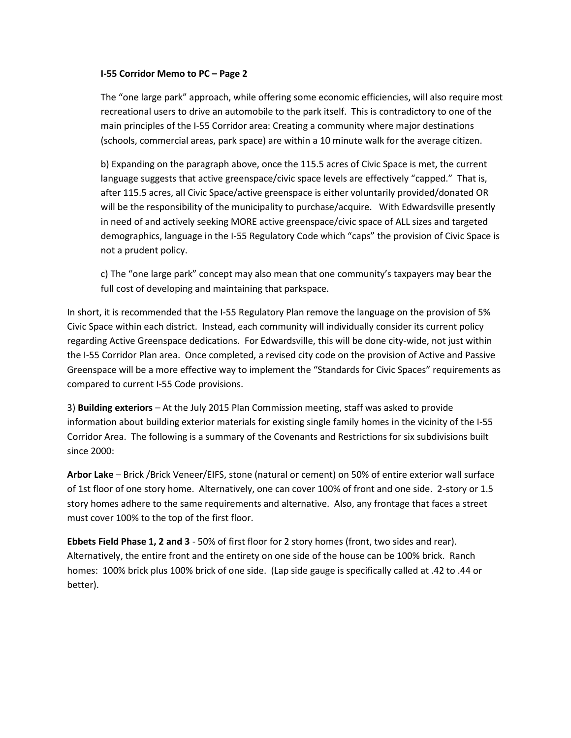**I-55 Corridor Memo to PC – Page 2**

The "one large park" approach, while offering some economic efficiencies, will also require most recreational users to drive an automobile to the park itself. This is contradictory to one of the main principles of the I-55 Corridor area: Creating a community where major destinations (schools, commercial areas, park space) are within a 10 minute walk for the average citizen.

b) Expanding on the paragraph above, once the 115.5 acres of Civic Space is met, the current language suggests that active greenspace/civic space levels are effectively "capped." That is, after 115.5 acres, all Civic Space/active greenspace is either voluntarily provided/donated OR will be the responsibility of the municipality to purchase/acquire. With Edwardsville presently in need of and actively seeking MORE active greenspace/civic space of ALL sizes and targeted demographics, language in the I-55 Regulatory Code which "caps" the provision of Civic Space is not a prudent policy.

c) The "one large park" concept may also mean that one community's taxpayers may bear the full cost of developing and maintaining that parkspace.

In short, it is recommended that the I-55 Regulatory Plan remove the language on the provision of 5% Civic Space within each district. Instead, each community will individually consider its current policy regarding Active Greenspace dedications. For Edwardsville, this will be done city-wide, not just within the I-55 Corridor Plan area. Once completed, a revised city code on the provision of Active and Passive Greenspace will be a more effective way to implement the "Standards for Civic Spaces" requirements as compared to current I-55 Code provisions.

3) **Building exteriors** – At the July 2015 Plan Commission meeting, staff was asked to provide information about building exterior materials for existing single family homes in the vicinity of the I-55 Corridor Area. The following is a summary of the Covenants and Restrictions for six subdivisions built since 2000:

**Arbor Lake** – Brick /Brick Veneer/EIFS, stone (natural or cement) on 50% of entire exterior wall surface of 1st floor of one story home. Alternatively, one can cover 100% of front and one side. 2-story or 1.5 story homes adhere to the same requirements and alternative. Also, any frontage that faces a street must cover 100% to the top of the first floor.

**Ebbets Field Phase 1, 2 and 3** - 50% of first floor for 2 story homes (front, two sides and rear). Alternatively, the entire front and the entirety on one side of the house can be 100% brick. Ranch homes: 100% brick plus 100% brick of one side. (Lap side gauge is specifically called at .42 to .44 or better).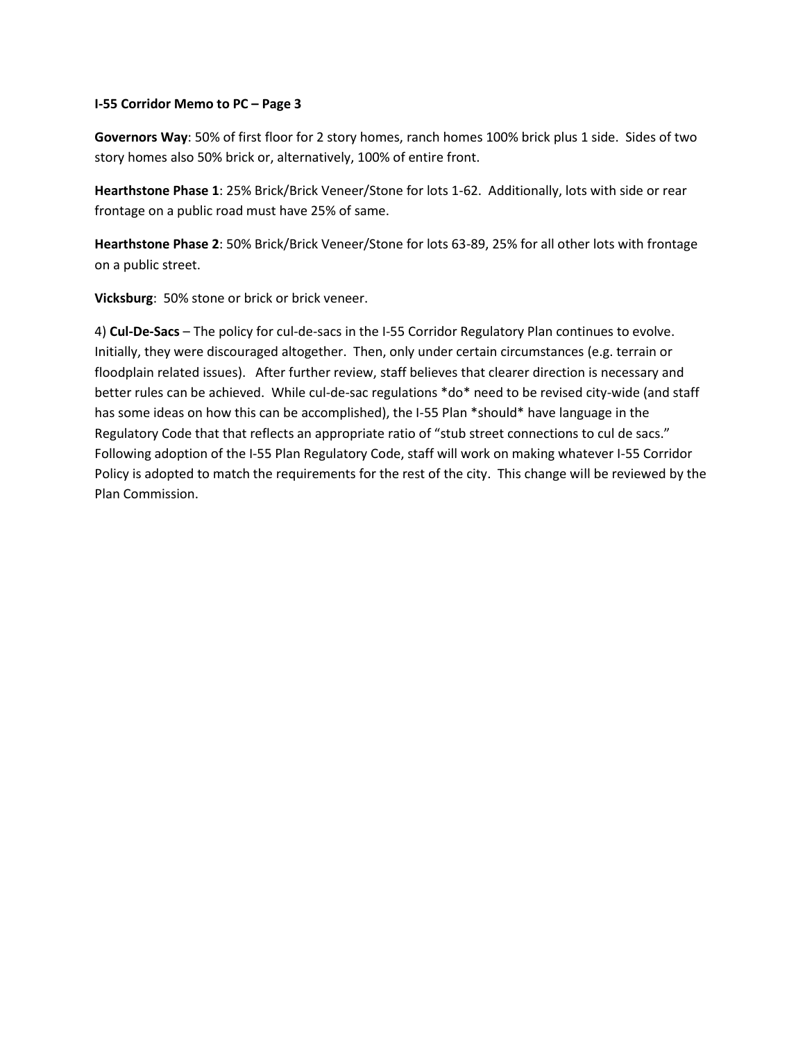**Governors Way**: 50% of first floor for 2 story homes, ranch homes 100% brick plus 1 side. Sides of two story homes also 50% brick or, alternatively, 100% of entire front.

**Hearthstone Phase 1**: 25% Brick/Brick Veneer/Stone for lots 1-62. Additionally, lots with side or rear frontage on a public road must have 25% of same.

**Hearthstone Phase 2**: 50% Brick/Brick Veneer/Stone for lots 63-89, 25% for all other lots with frontage on a public street.

**Vicksburg**: 50% stone or brick or brick veneer.

4) **Cul-De-Sacs** – The policy for cul-de-sacs in the I-55 Corridor Regulatory Plan continues to evolve. Initially, they were discouraged altogether. Then, only under certain circumstances (e.g. terrain or floodplain related issues). After further review, staff believes that clearer direction is necessary and better rules can be achieved. While cul-de-sac regulations *do* need to be revised city-wide (and staff has some ideas on how this can be accomplished), the I-55 Plan *should* have language in the Regulatory Code that that reflects an appropriate ratio of "stub street connections to cul de sacs." Following adoption of the I-55 Plan Regulatory Code, staff will work on making whatever I-55 Corridor Policy is adopted to match the requirements for the rest of the city. This change will be reviewed by the Plan Commission.